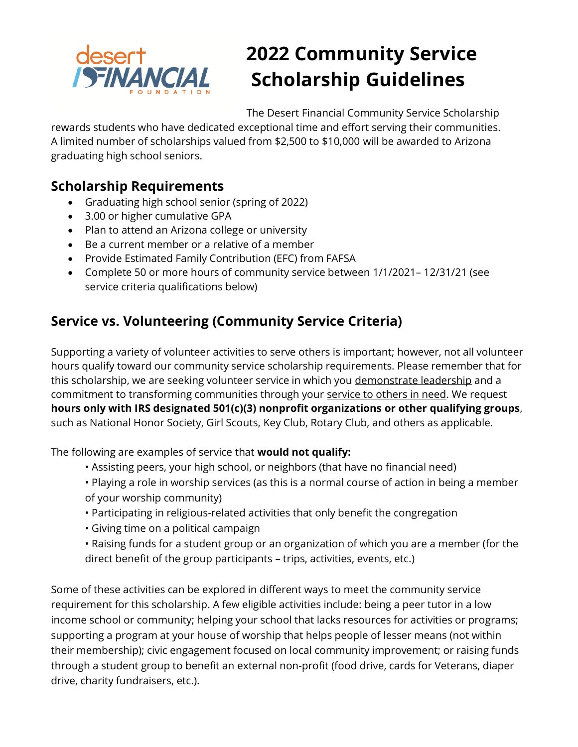desert FINANCIAL FOUNDATION

# 2022 Community Service Scholarship Guidelines

The Desert Financial Community Service Scholarship rewards students who have dedicated exceptional time and effort serving their communities. A limited number of scholarships valued from $2,500 to $10,000 will be awarded to Arizona graduating high school seniors.

## Scholarship Requirements

- Graduating high school senior (spring of 2022)
- 3.00 or higher cumulative GPA
- Plan to attend an Arizona college or university
- Be a current member or a relative of a member
- Provide Estimated Family Contribution (EFC) from FAFSA
- Complete 50 or more hours of community service between 1/1/2021– 12/31/21 (see service criteria qualifications below)

## Service vs. Volunteering (Community Service Criteria)

Supporting a variety of volunteer activities to serve others is important; however, not all volunteer hours qualify toward our community service scholarship requirements. Please remember that for this scholarship, we are seeking volunteer service in which you demonstrate leadership and a commitment to transforming communities through your service to others in need. We request **hours only with IRS designated 501(c)(3) nonprofit organizations or other qualifying groups**, such as National Honor Society, Girl Scouts, Key Club, Rotary Club, and others as applicable.

The following are examples of service that **would not qualify:**

- Assisting peers, your high school, or neighbors (that have no financial need)
- Playing a role in worship services (as this is a normal course of action in being a member of your worship community)
- Participating in religious-related activities that only benefit the congregation
- Giving time on a political campaign
- Raising funds for a student group or an organization of which you are a member (for the direct benefit of the group participants – trips, activities, events, etc.)

Some of these activities can be explored in different ways to meet the community service requirement for this scholarship. A few eligible activities include: being a peer tutor in a low income school or community; helping your school that lacks resources for activities or programs; supporting a program at your house of worship that helps people of lesser means (not within their membership); civic engagement focused on local community improvement; or raising funds through a student group to benefit an external non-profit (food drive, cards for Veterans, diaper drive, charity fundraisers, etc.).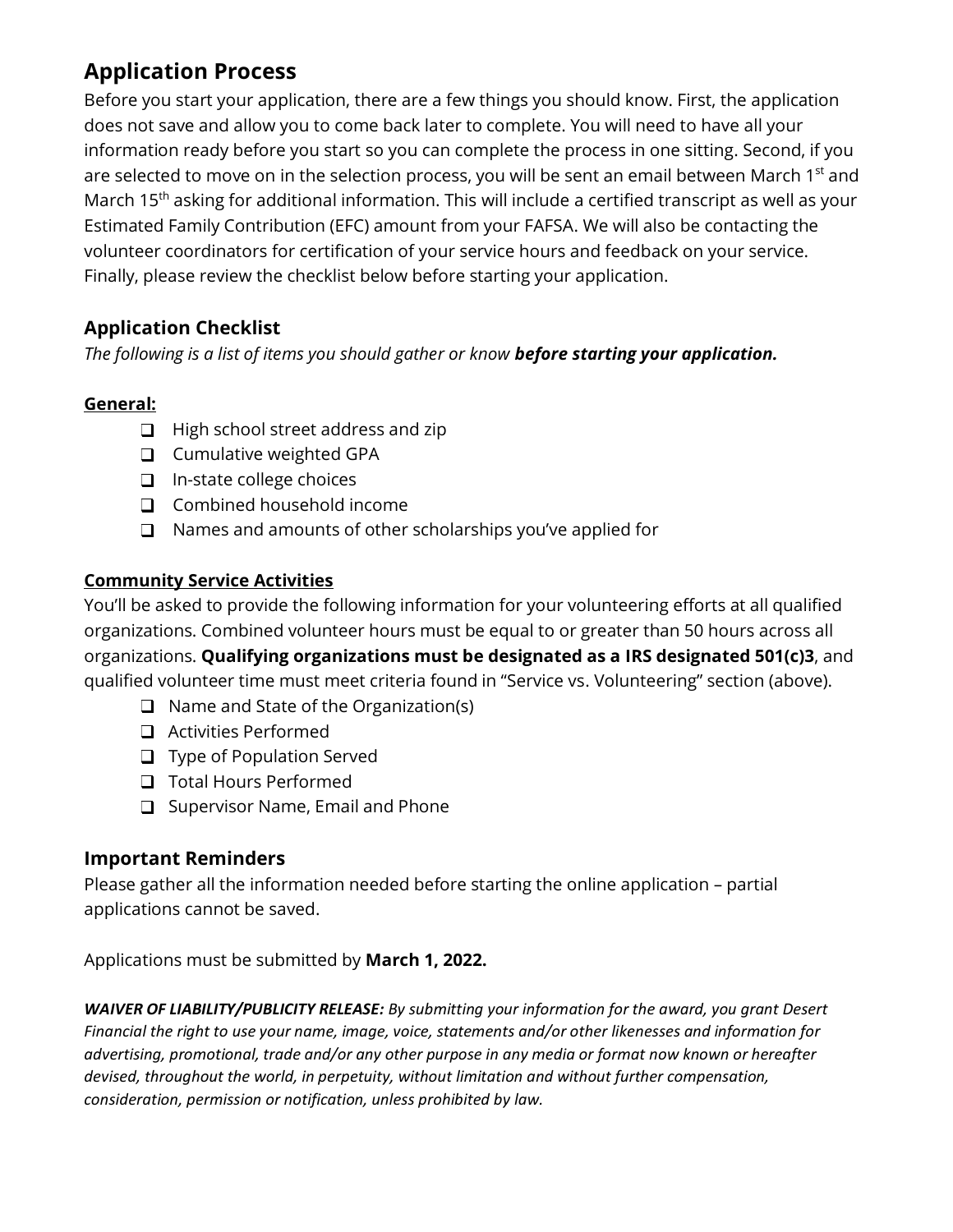## Application Process

Before you start your application, there are a few things you should know. First, the application does not save and allow you to come back later to complete. You will need to have all your information ready before you start so you can complete the process in one sitting. Second, if you are selected to move on in the selection process, you will be sent an email between March 1st and March 15th asking for additional information. This will include a certified transcript as well as your Estimated Family Contribution (EFC) amount from your FAFSA. We will also be contacting the volunteer coordinators for certification of your service hours and feedback on your service. Finally, please review the checklist below before starting your application.

### Application Checklist

*The following is a list of items you should gather or know **before starting your application.***

**General:**

- ❑ High school street address and zip
- ❑ Cumulative weighted GPA
- ❑ In-state college choices
- ❑ Combined household income
- ❑ Names and amounts of other scholarships you've applied for

**Community Service Activities**

You'll be asked to provide the following information for your volunteering efforts at all qualified organizations. Combined volunteer hours must be equal to or greater than 50 hours across all organizations. **Qualifying organizations must be designated as a IRS designated 501(c)3**, and qualified volunteer time must meet criteria found in "Service vs. Volunteering" section (above).

- ❑ Name and State of the Organization(s)
- ❑ Activities Performed
- ❑ Type of Population Served
- ❑ Total Hours Performed
- ❑ Supervisor Name, Email and Phone

### Important Reminders

Please gather all the information needed before starting the online application – partial applications cannot be saved.

Applications must be submitted by **March 1, 2022.**

***WAIVER OF LIABILITY/PUBLICITY RELEASE:*** *By submitting your information for the award, you grant Desert Financial the right to use your name, image, voice, statements and/or other likenesses and information for advertising, promotional, trade and/or any other purpose in any media or format now known or hereafter devised, throughout the world, in perpetuity, without limitation and without further compensation, consideration, permission or notification, unless prohibited by law.*